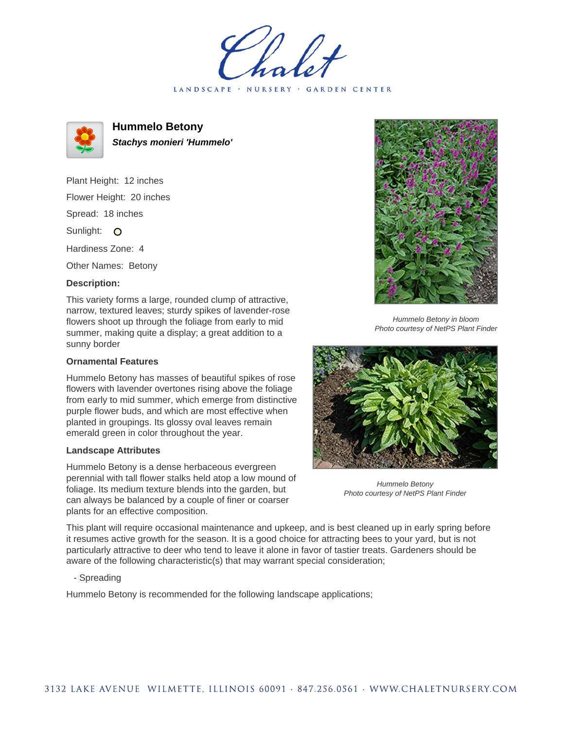LANDSCAPE · NURSERY · GARDEN CENTER

# Hummelo Betony

***Stachys monieri 'Hummelo'***

Plant Height: 12 inches

Flower Height: 20 inches

Spread: 18 inches

Sunlight: ○

Hardiness Zone: 4

Other Names: Betony

### Description:

This variety forms a large, rounded clump of attractive, narrow, textured leaves; sturdy spikes of lavender-rose flowers shoot up through the foliage from early to mid summer, making quite a display; a great addition to a sunny border

### Ornamental Features

Hummelo Betony has masses of beautiful spikes of rose flowers with lavender overtones rising above the foliage from early to mid summer, which emerge from distinctive purple flower buds, and which are most effective when planted in groupings. Its glossy oval leaves remain emerald green in color throughout the year.

### Landscape Attributes

Hummelo Betony is a dense herbaceous evergreen perennial with tall flower stalks held atop a low mound of foliage. Its medium texture blends into the garden, but can always be balanced by a couple of finer or coarser plants for an effective composition.

This plant will require occasional maintenance and upkeep, and is best cleaned up in early spring before it resumes active growth for the season. It is a good choice for attracting bees to your yard, but is not particularly attractive to deer who tend to leave it alone in favor of tastier treats. Gardeners should be aware of the following characteristic(s) that may warrant special consideration;

- Spreading

Hummelo Betony is recommended for the following landscape applications;

*Hummelo Betony in bloom*
*Photo courtesy of NetPS Plant Finder*

*Hummelo Betony*
*Photo courtesy of NetPS Plant Finder*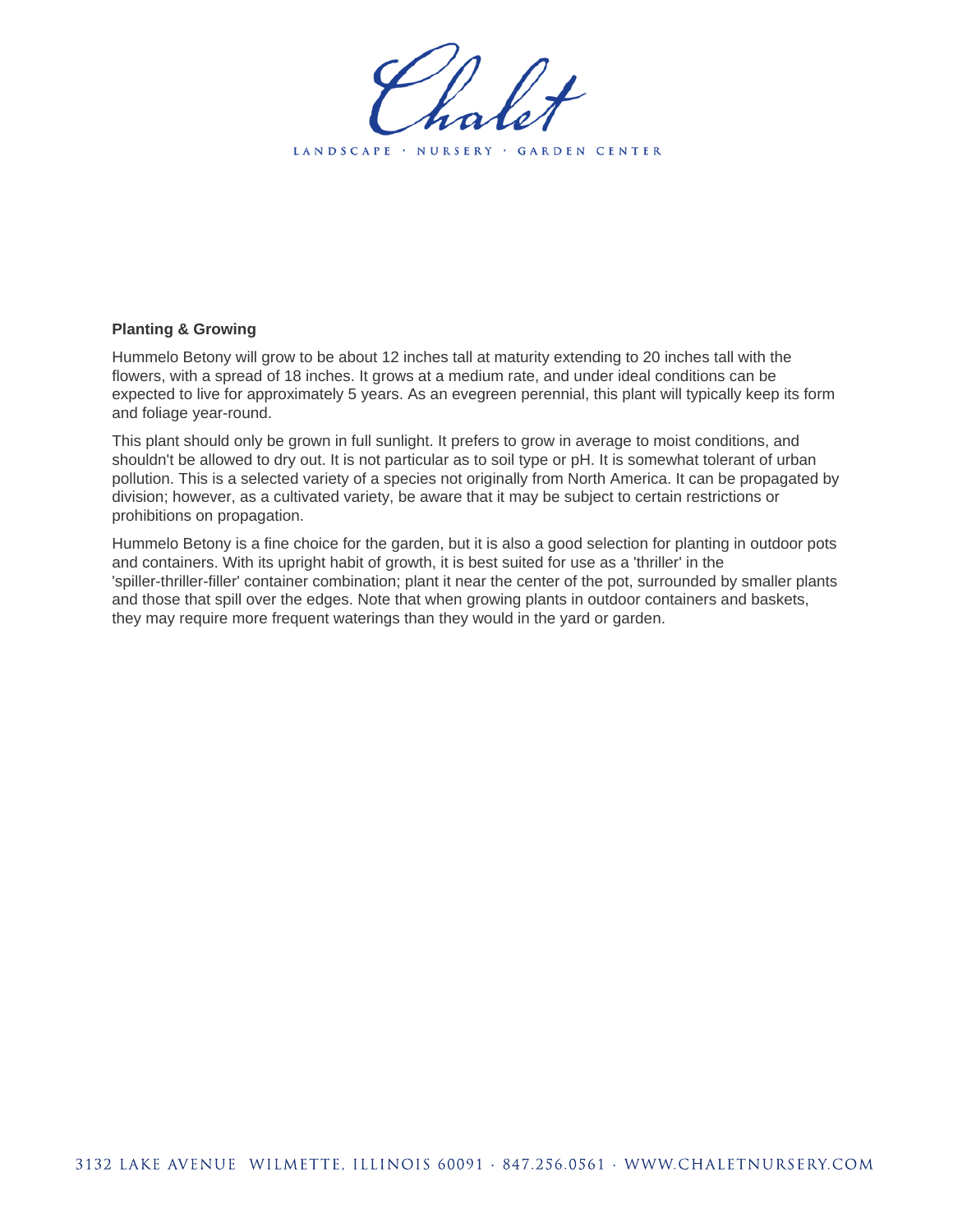**Planting & Growing**

Hummelo Betony will grow to be about 12 inches tall at maturity extending to 20 inches tall with the flowers, with a spread of 18 inches. It grows at a medium rate, and under ideal conditions can be expected to live for approximately 5 years. As an evegreen perennial, this plant will typically keep its form and foliage year-round.

This plant should only be grown in full sunlight. It prefers to grow in average to moist conditions, and shouldn't be allowed to dry out. It is not particular as to soil type or pH. It is somewhat tolerant of urban pollution. This is a selected variety of a species not originally from North America. It can be propagated by division; however, as a cultivated variety, be aware that it may be subject to certain restrictions or prohibitions on propagation.

Hummelo Betony is a fine choice for the garden, but it is also a good selection for planting in outdoor pots and containers. With its upright habit of growth, it is best suited for use as a 'thriller' in the 'spiller-thriller-filler' container combination; plant it near the center of the pot, surrounded by smaller plants and those that spill over the edges. Note that when growing plants in outdoor containers and baskets, they may require more frequent waterings than they would in the yard or garden.